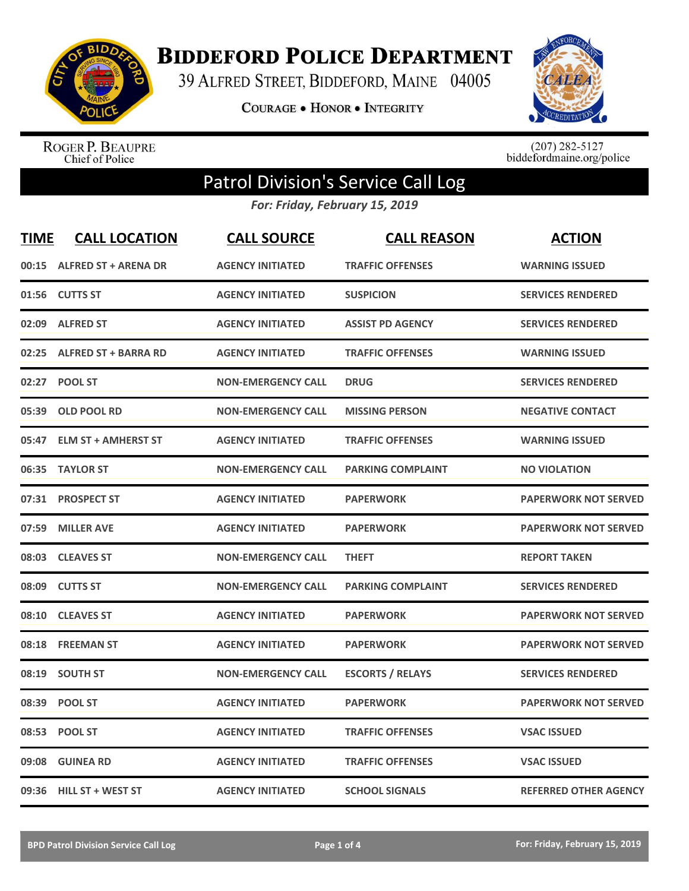# Biddeford Police Department

39 Alfred Street, Biddeford, Maine 04005

Courage • Honor • Integrity

Roger P. Beaupre
Chief of Police

(207) 282-5127
biddefordmaine.org/police

## Patrol Division's Service Call Log

*For: Friday, February 15, 2019*

| TIME | CALL LOCATION | CALL SOURCE | CALL REASON | ACTION |
|---|---|---|---|---|
| 00:15 | ALFRED ST + ARENA DR | AGENCY INITIATED | TRAFFIC OFFENSES | WARNING ISSUED |
| 01:56 | CUTTS ST | AGENCY INITIATED | SUSPICION | SERVICES RENDERED |
| 02:09 | ALFRED ST | AGENCY INITIATED | ASSIST PD AGENCY | SERVICES RENDERED |
| 02:25 | ALFRED ST + BARRA RD | AGENCY INITIATED | TRAFFIC OFFENSES | WARNING ISSUED |
| 02:27 | POOL ST | NON-EMERGENCY CALL | DRUG | SERVICES RENDERED |
| 05:39 | OLD POOL RD | NON-EMERGENCY CALL | MISSING PERSON | NEGATIVE CONTACT |
| 05:47 | ELM ST + AMHERST ST | AGENCY INITIATED | TRAFFIC OFFENSES | WARNING ISSUED |
| 06:35 | TAYLOR ST | NON-EMERGENCY CALL | PARKING COMPLAINT | NO VIOLATION |
| 07:31 | PROSPECT ST | AGENCY INITIATED | PAPERWORK | PAPERWORK NOT SERVED |
| 07:59 | MILLER AVE | AGENCY INITIATED | PAPERWORK | PAPERWORK NOT SERVED |
| 08:03 | CLEAVES ST | NON-EMERGENCY CALL | THEFT | REPORT TAKEN |
| 08:09 | CUTTS ST | NON-EMERGENCY CALL | PARKING COMPLAINT | SERVICES RENDERED |
| 08:10 | CLEAVES ST | AGENCY INITIATED | PAPERWORK | PAPERWORK NOT SERVED |
| 08:18 | FREEMAN ST | AGENCY INITIATED | PAPERWORK | PAPERWORK NOT SERVED |
| 08:19 | SOUTH ST | NON-EMERGENCY CALL | ESCORTS / RELAYS | SERVICES RENDERED |
| 08:39 | POOL ST | AGENCY INITIATED | PAPERWORK | PAPERWORK NOT SERVED |
| 08:53 | POOL ST | AGENCY INITIATED | TRAFFIC OFFENSES | VSAC ISSUED |
| 09:08 | GUINEA RD | AGENCY INITIATED | TRAFFIC OFFENSES | VSAC ISSUED |
| 09:36 | HILL ST + WEST ST | AGENCY INITIATED | SCHOOL SIGNALS | REFERRED OTHER AGENCY |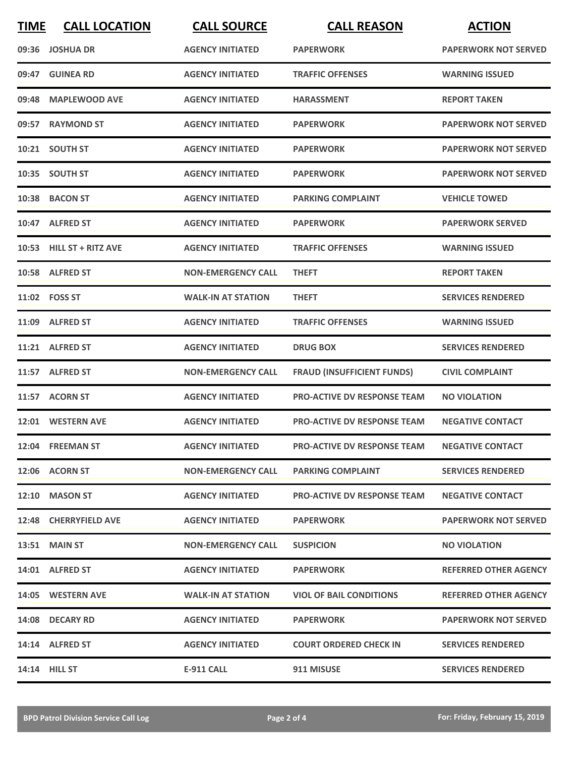| TIME | CALL LOCATION | CALL SOURCE | CALL REASON | ACTION |
| --- | --- | --- | --- | --- |
| 09:36 | JOSHUA DR | AGENCY INITIATED | PAPERWORK | PAPERWORK NOT SERVED |
| 09:47 | GUINEA RD | AGENCY INITIATED | TRAFFIC OFFENSES | WARNING ISSUED |
| 09:48 | MAPLEWOOD AVE | AGENCY INITIATED | HARASSMENT | REPORT TAKEN |
| 09:57 | RAYMOND ST | AGENCY INITIATED | PAPERWORK | PAPERWORK NOT SERVED |
| 10:21 | SOUTH ST | AGENCY INITIATED | PAPERWORK | PAPERWORK NOT SERVED |
| 10:35 | SOUTH ST | AGENCY INITIATED | PAPERWORK | PAPERWORK NOT SERVED |
| 10:38 | BACON ST | AGENCY INITIATED | PARKING COMPLAINT | VEHICLE TOWED |
| 10:47 | ALFRED ST | AGENCY INITIATED | PAPERWORK | PAPERWORK SERVED |
| 10:53 | HILL ST + RITZ AVE | AGENCY INITIATED | TRAFFIC OFFENSES | WARNING ISSUED |
| 10:58 | ALFRED ST | NON-EMERGENCY CALL | THEFT | REPORT TAKEN |
| 11:02 | FOSS ST | WALK-IN AT STATION | THEFT | SERVICES RENDERED |
| 11:09 | ALFRED ST | AGENCY INITIATED | TRAFFIC OFFENSES | WARNING ISSUED |
| 11:21 | ALFRED ST | AGENCY INITIATED | DRUG BOX | SERVICES RENDERED |
| 11:57 | ALFRED ST | NON-EMERGENCY CALL | FRAUD (INSUFFICIENT FUNDS) | CIVIL COMPLAINT |
| 11:57 | ACORN ST | AGENCY INITIATED | PRO-ACTIVE DV RESPONSE TEAM | NO VIOLATION |
| 12:01 | WESTERN AVE | AGENCY INITIATED | PRO-ACTIVE DV RESPONSE TEAM | NEGATIVE CONTACT |
| 12:04 | FREEMAN ST | AGENCY INITIATED | PRO-ACTIVE DV RESPONSE TEAM | NEGATIVE CONTACT |
| 12:06 | ACORN ST | NON-EMERGENCY CALL | PARKING COMPLAINT | SERVICES RENDERED |
| 12:10 | MASON ST | AGENCY INITIATED | PRO-ACTIVE DV RESPONSE TEAM | NEGATIVE CONTACT |
| 12:48 | CHERRYFIELD AVE | AGENCY INITIATED | PAPERWORK | PAPERWORK NOT SERVED |
| 13:51 | MAIN ST | NON-EMERGENCY CALL | SUSPICION | NO VIOLATION |
| 14:01 | ALFRED ST | AGENCY INITIATED | PAPERWORK | REFERRED OTHER AGENCY |
| 14:05 | WESTERN AVE | WALK-IN AT STATION | VIOL OF BAIL CONDITIONS | REFERRED OTHER AGENCY |
| 14:08 | DECARY RD | AGENCY INITIATED | PAPERWORK | PAPERWORK NOT SERVED |
| 14:14 | ALFRED ST | AGENCY INITIATED | COURT ORDERED CHECK IN | SERVICES RENDERED |
| 14:14 | HILL ST | E-911 CALL | 911 MISUSE | SERVICES RENDERED |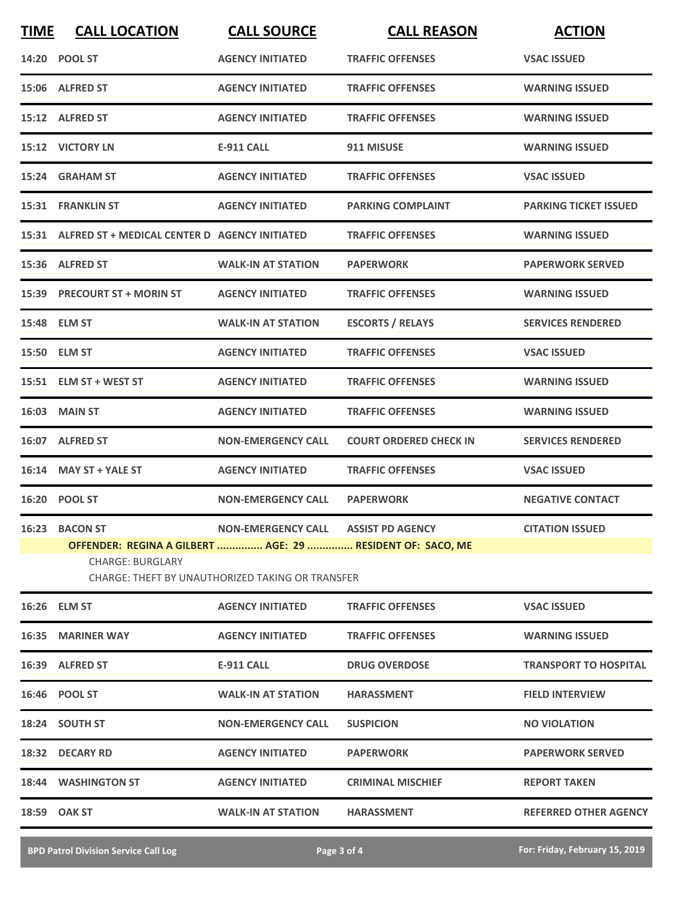| TIME | CALL LOCATION | CALL SOURCE | CALL REASON | ACTION |
|---|---|---|---|---|
| 14:20 | POOL ST | AGENCY INITIATED | TRAFFIC OFFENSES | VSAC ISSUED |
| 15:06 | ALFRED ST | AGENCY INITIATED | TRAFFIC OFFENSES | WARNING ISSUED |
| 15:12 | ALFRED ST | AGENCY INITIATED | TRAFFIC OFFENSES | WARNING ISSUED |
| 15:12 | VICTORY LN | E-911 CALL | 911 MISUSE | WARNING ISSUED |
| 15:24 | GRAHAM ST | AGENCY INITIATED | TRAFFIC OFFENSES | VSAC ISSUED |
| 15:31 | FRANKLIN ST | AGENCY INITIATED | PARKING COMPLAINT | PARKING TICKET ISSUED |
| 15:31 | ALFRED ST + MEDICAL CENTER D | AGENCY INITIATED | TRAFFIC OFFENSES | WARNING ISSUED |
| 15:36 | ALFRED ST | WALK-IN AT STATION | PAPERWORK | PAPERWORK SERVED |
| 15:39 | PRECOURT ST + MORIN ST | AGENCY INITIATED | TRAFFIC OFFENSES | WARNING ISSUED |
| 15:48 | ELM ST | WALK-IN AT STATION | ESCORTS / RELAYS | SERVICES RENDERED |
| 15:50 | ELM ST | AGENCY INITIATED | TRAFFIC OFFENSES | VSAC ISSUED |
| 15:51 | ELM ST + WEST ST | AGENCY INITIATED | TRAFFIC OFFENSES | WARNING ISSUED |
| 16:03 | MAIN ST | AGENCY INITIATED | TRAFFIC OFFENSES | WARNING ISSUED |
| 16:07 | ALFRED ST | NON-EMERGENCY CALL | COURT ORDERED CHECK IN | SERVICES RENDERED |
| 16:14 | MAY ST + YALE ST | AGENCY INITIATED | TRAFFIC OFFENSES | VSAC ISSUED |
| 16:20 | POOL ST | NON-EMERGENCY CALL | PAPERWORK | NEGATIVE CONTACT |
| 16:23 | BACON ST | NON-EMERGENCY CALL | ASSIST PD AGENCY | CITATION ISSUED |
| | OFFENDER: REGINA A GILBERT ............... AGE: 29 ............... RESIDENT OF: SACO, ME<br>CHARGE: BURGLARY<br>CHARGE: THEFT BY UNAUTHORIZED TAKING OR TRANSFER | | | |
| 16:26 | ELM ST | AGENCY INITIATED | TRAFFIC OFFENSES | VSAC ISSUED |
| 16:35 | MARINER WAY | AGENCY INITIATED | TRAFFIC OFFENSES | WARNING ISSUED |
| 16:39 | ALFRED ST | E-911 CALL | DRUG OVERDOSE | TRANSPORT TO HOSPITAL |
| 16:46 | POOL ST | WALK-IN AT STATION | HARASSMENT | FIELD INTERVIEW |
| 18:24 | SOUTH ST | NON-EMERGENCY CALL | SUSPICION | NO VIOLATION |
| 18:32 | DECARY RD | AGENCY INITIATED | PAPERWORK | PAPERWORK SERVED |
| 18:44 | WASHINGTON ST | AGENCY INITIATED | CRIMINAL MISCHIEF | REPORT TAKEN |
| 18:59 | OAK ST | WALK-IN AT STATION | HARASSMENT | REFERRED OTHER AGENCY |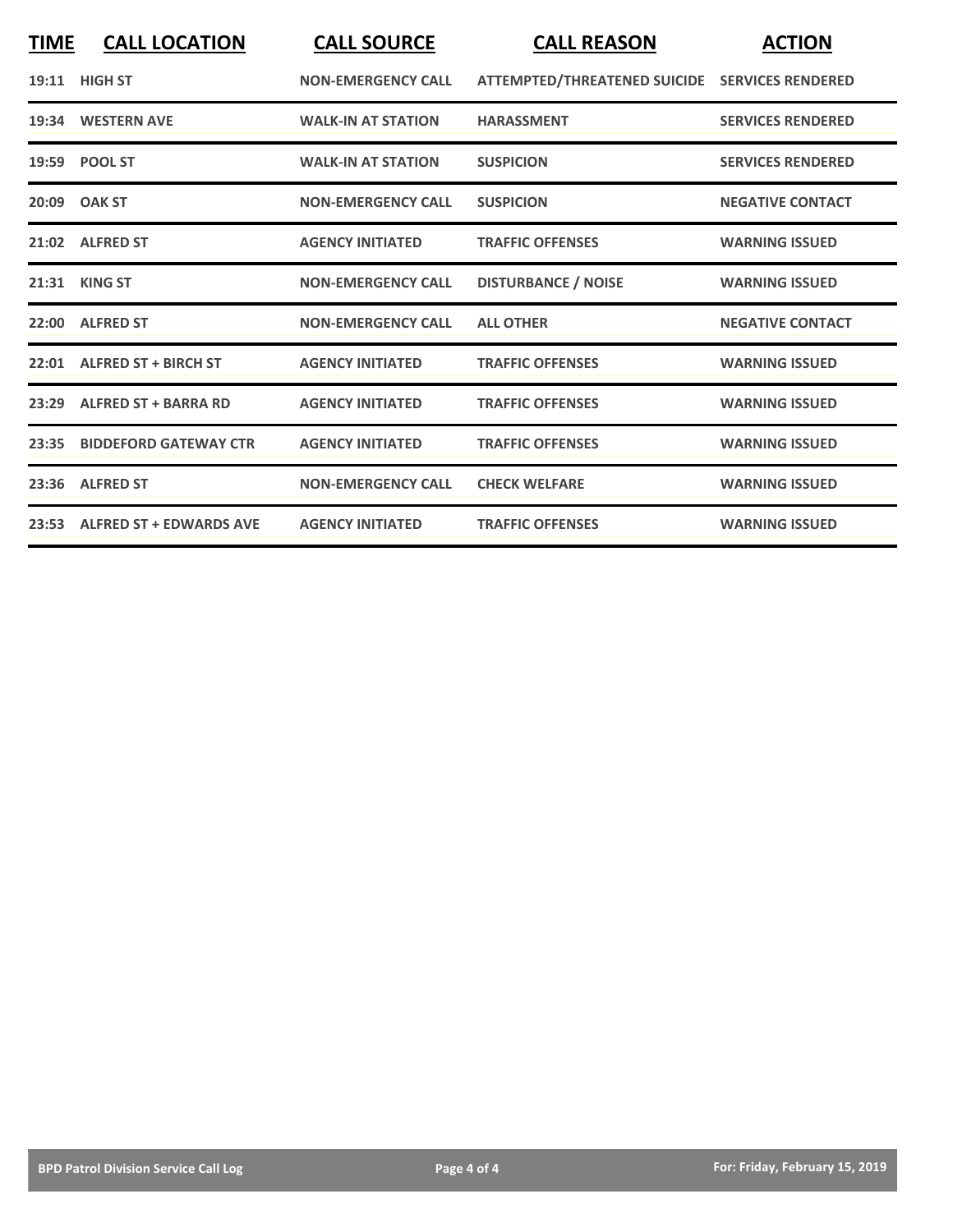| TIME | CALL LOCATION | CALL SOURCE | CALL REASON | ACTION |
|---|---|---|---|---|
| 19:11 | HIGH ST | NON-EMERGENCY CALL | ATTEMPTED/THREATENED SUICIDE | SERVICES RENDERED |
| 19:34 | WESTERN AVE | WALK-IN AT STATION | HARASSMENT | SERVICES RENDERED |
| 19:59 | POOL ST | WALK-IN AT STATION | SUSPICION | SERVICES RENDERED |
| 20:09 | OAK ST | NON-EMERGENCY CALL | SUSPICION | NEGATIVE CONTACT |
| 21:02 | ALFRED ST | AGENCY INITIATED | TRAFFIC OFFENSES | WARNING ISSUED |
| 21:31 | KING ST | NON-EMERGENCY CALL | DISTURBANCE / NOISE | WARNING ISSUED |
| 22:00 | ALFRED ST | NON-EMERGENCY CALL | ALL OTHER | NEGATIVE CONTACT |
| 22:01 | ALFRED ST + BIRCH ST | AGENCY INITIATED | TRAFFIC OFFENSES | WARNING ISSUED |
| 23:29 | ALFRED ST + BARRA RD | AGENCY INITIATED | TRAFFIC OFFENSES | WARNING ISSUED |
| 23:35 | BIDDEFORD GATEWAY CTR | AGENCY INITIATED | TRAFFIC OFFENSES | WARNING ISSUED |
| 23:36 | ALFRED ST | NON-EMERGENCY CALL | CHECK WELFARE | WARNING ISSUED |
| 23:53 | ALFRED ST + EDWARDS AVE | AGENCY INITIATED | TRAFFIC OFFENSES | WARNING ISSUED |